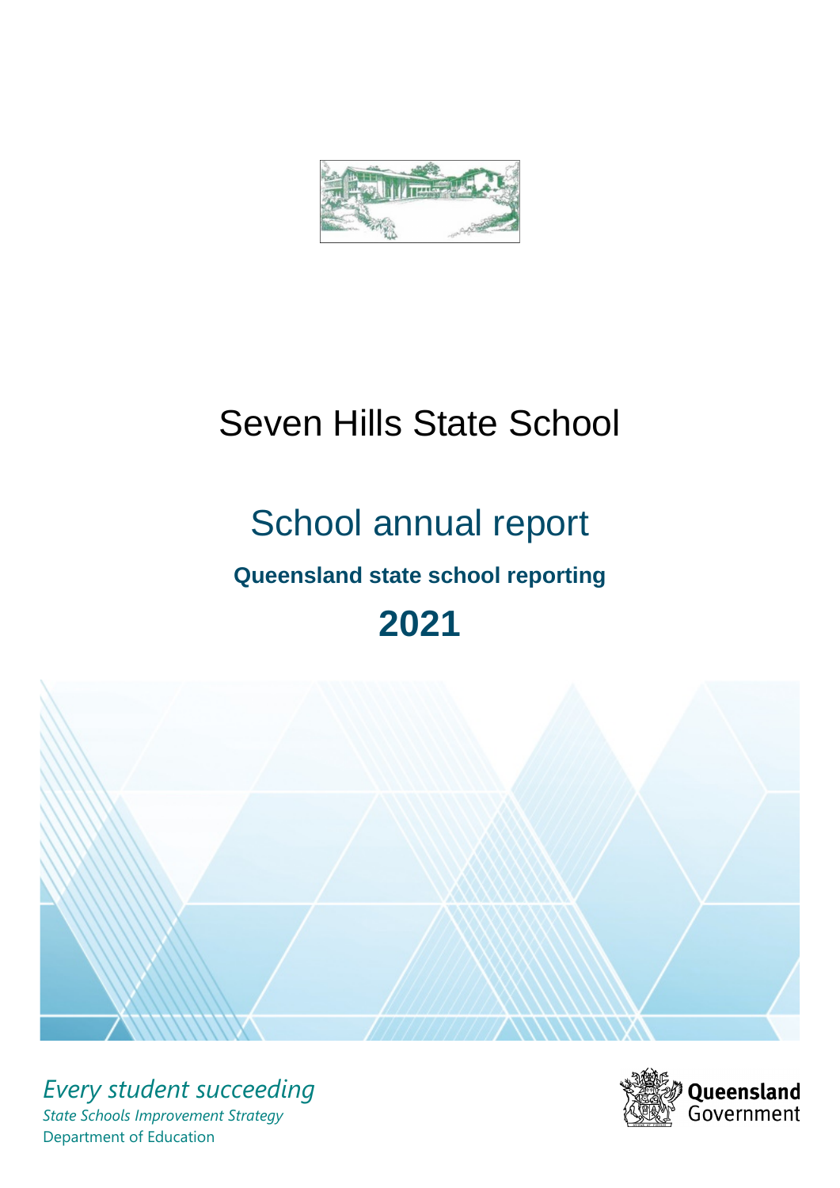# Seven Hills State School

## School annual report

### Queensland state school reporting

## 2021

*Every student succeeding*

*State Schools Improvement Strategy*

Department of Education

Queensland Government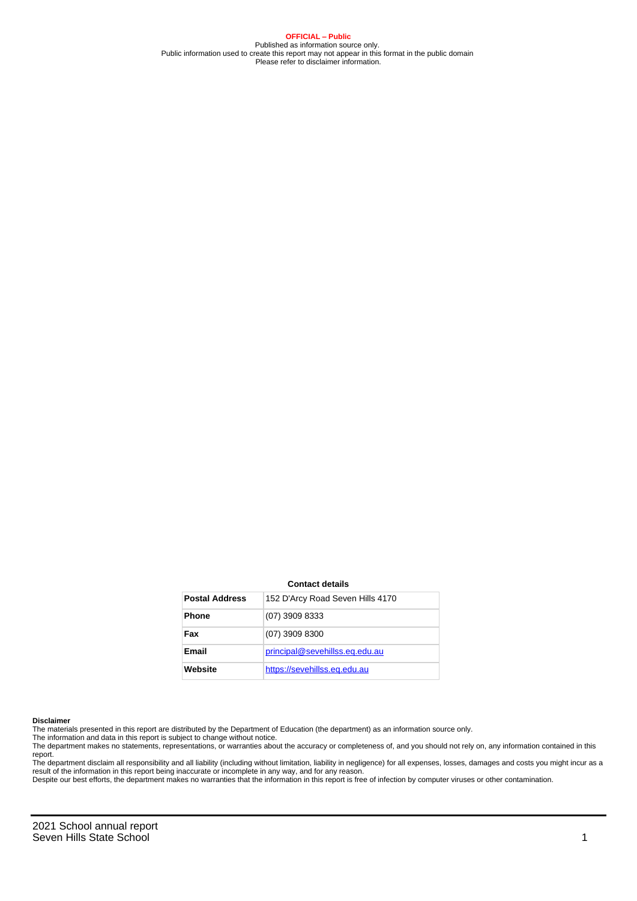**OFFICIAL – Public**
Published as information source only.
Public information used to create this report may not appear in this format in the public domain
Please refer to disclaimer information.

**Contact details**

| Postal Address | 152 D'Arcy Road Seven Hills 4170 |
|---|---|
| Phone | (07) 3909 8333 |
| Fax | (07) 3909 8300 |
| Email | principal@sevehillss.eq.edu.au |
| Website | https://sevehillss.eq.edu.au |

**Disclaimer**
The materials presented in this report are distributed by the Department of Education (the department) as an information source only.
The information and data in this report is subject to change without notice.
The department makes no statements, representations, or warranties about the accuracy or completeness of, and you should not rely on, any information contained in this report.
The department disclaim all responsibility and all liability (including without limitation, liability in negligence) for all expenses, losses, damages and costs you might incur as a result of the information in this report being inaccurate or incomplete in any way, and for any reason.
Despite our best efforts, the department makes no warranties that the information in this report is free of infection by computer viruses or other contamination.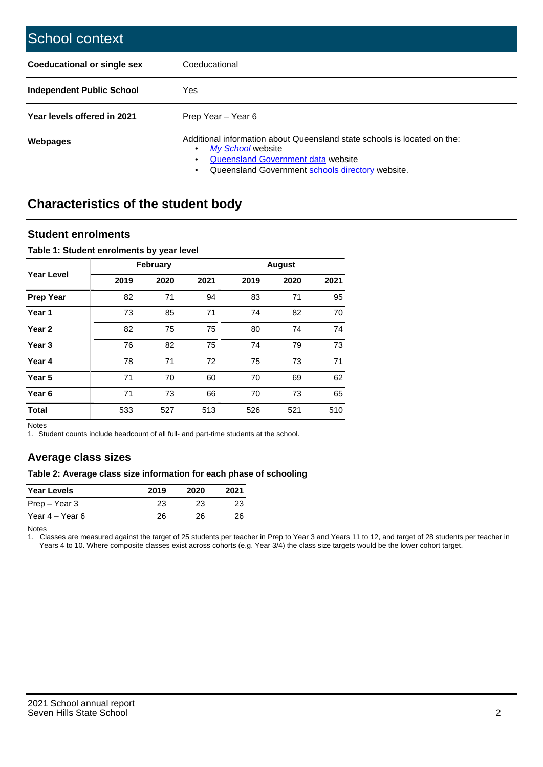# School context

| | |
|---|---|
| **Coeducational or single sex** | Coeducational |
| **Independent Public School** | Yes |
| **Year levels offered in 2021** | Prep Year – Year 6 |
| **Webpages** | Additional information about Queensland state schools is located on the: • *My School* website • Queensland Government data website • Queensland Government schools directory website. |

## Characteristics of the student body

### Student enrolments

**Table 1: Student enrolments by year level**

| Year Level | February | | | August | | |
|---|---|---|---|---|---|---|
| | 2019 | 2020 | 2021 | 2019 | 2020 | 2021 |
| **Prep Year** | 82 | 71 | 94 | 83 | 71 | 95 |
| **Year 1** | 73 | 85 | 71 | 74 | 82 | 70 |
| **Year 2** | 82 | 75 | 75 | 80 | 74 | 74 |
| **Year 3** | 76 | 82 | 75 | 74 | 79 | 73 |
| **Year 4** | 78 | 71 | 72 | 75 | 73 | 71 |
| **Year 5** | 71 | 70 | 60 | 70 | 69 | 62 |
| **Year 6** | 71 | 73 | 66 | 70 | 73 | 65 |
| **Total** | 533 | 527 | 513 | 526 | 521 | 510 |

Notes
1. Student counts include headcount of all full- and part-time students at the school.

### Average class sizes

**Table 2: Average class size information for each phase of schooling**

| Year Levels | 2019 | 2020 | 2021 |
|---|---|---|---|
| Prep – Year 3 | 23 | 23 | 23 |
| Year 4 – Year 6 | 26 | 26 | 26 |

Notes
1. Classes are measured against the target of 25 students per teacher in Prep to Year 3 and Years 11 to 12, and target of 28 students per teacher in Years 4 to 10. Where composite classes exist across cohorts (e.g. Year 3/4) the class size targets would be the lower cohort target.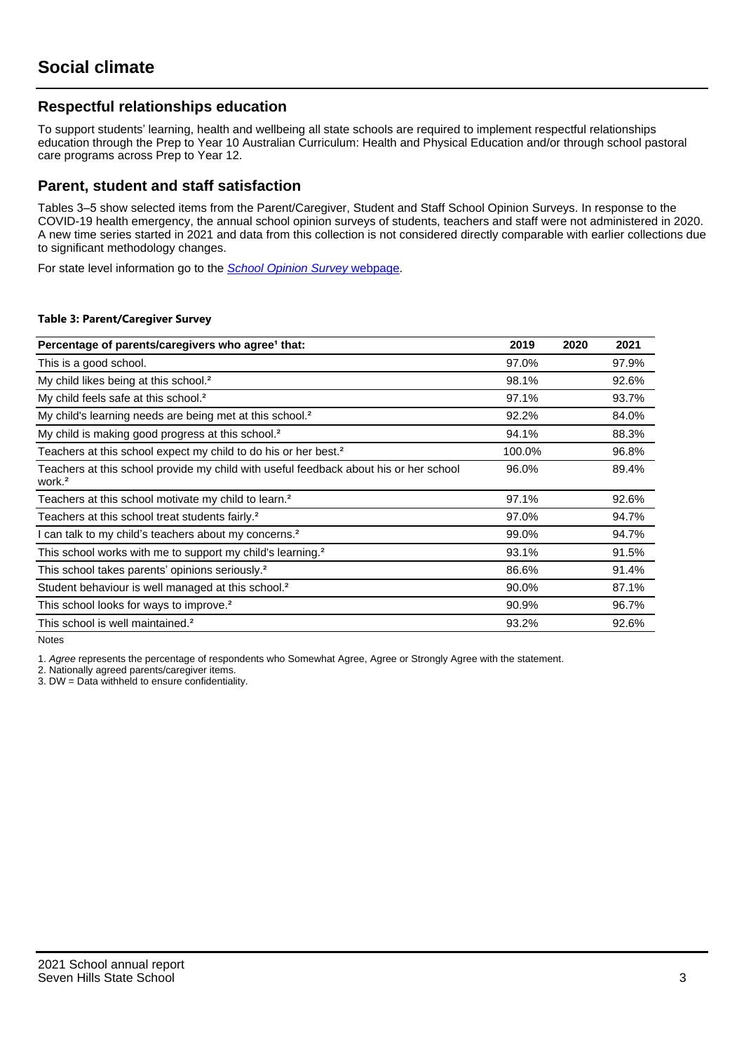# Social climate

## Respectful relationships education

To support students' learning, health and wellbeing all state schools are required to implement respectful relationships education through the Prep to Year 10 Australian Curriculum: Health and Physical Education and/or through school pastoral care programs across Prep to Year 12.

## Parent, student and staff satisfaction

Tables 3–5 show selected items from the Parent/Caregiver, Student and Staff School Opinion Surveys. In response to the COVID-19 health emergency, the annual school opinion surveys of students, teachers and staff were not administered in 2020. A new time series started in 2021 and data from this collection is not considered directly comparable with earlier collections due to significant methodology changes.

For state level information go to the *School Opinion Survey* webpage.

**Table 3: Parent/Caregiver Survey**

| Percentage of parents/caregivers who agree[1] that: | 2019 | 2020 | 2021 |
|---|---|---|---|
| This is a good school. | 97.0% | | 97.9% |
| My child likes being at this school.[2] | 98.1% | | 92.6% |
| My child feels safe at this school.[2] | 97.1% | | 93.7% |
| My child's learning needs are being met at this school.[2] | 92.2% | | 84.0% |
| My child is making good progress at this school.[2] | 94.1% | | 88.3% |
| Teachers at this school expect my child to do his or her best.[2] | 100.0% | | 96.8% |
| Teachers at this school provide my child with useful feedback about his or her school work.[2] | 96.0% | | 89.4% |
| Teachers at this school motivate my child to learn.[2] | 97.1% | | 92.6% |
| Teachers at this school treat students fairly.[2] | 97.0% | | 94.7% |
| I can talk to my child's teachers about my concerns.[2] | 99.0% | | 94.7% |
| This school works with me to support my child's learning.[2] | 93.1% | | 91.5% |
| This school takes parents' opinions seriously.[2] | 86.6% | | 91.4% |
| Student behaviour is well managed at this school.[2] | 90.0% | | 87.1% |
| This school looks for ways to improve.[2] | 90.9% | | 96.7% |
| This school is well maintained.[2] | 93.2% | | 92.6% |

Notes

1. *Agree* represents the percentage of respondents who Somewhat Agree, Agree or Strongly Agree with the statement.

2. Nationally agreed parents/caregiver items.

3. DW = Data withheld to ensure confidentiality.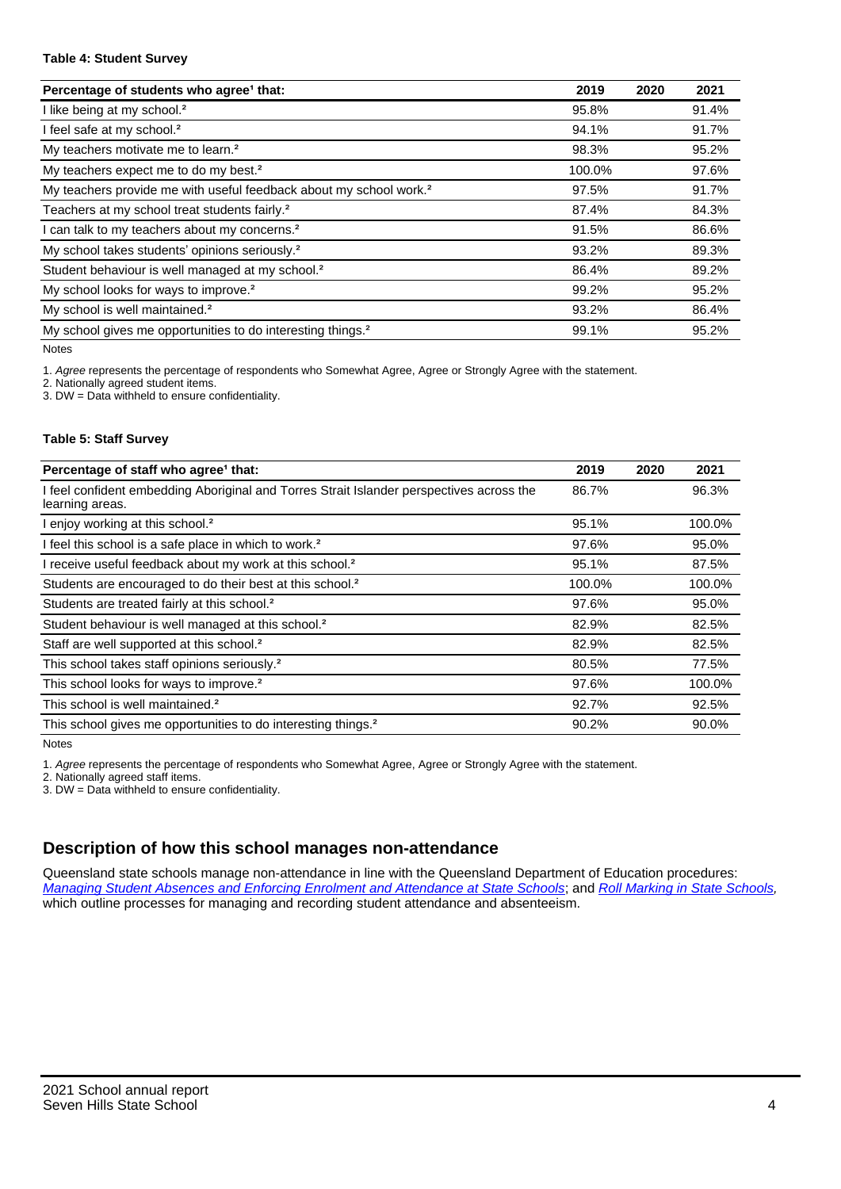**Table 4: Student Survey**

| Percentage of students who agree[1] that: | 2019 | 2020 | 2021 |
|---|---|---|---|
| I like being at my school.[2] | 95.8% | | 91.4% |
| I feel safe at my school.[2] | 94.1% | | 91.7% |
| My teachers motivate me to learn.[2] | 98.3% | | 95.2% |
| My teachers expect me to do my best.[2] | 100.0% | | 97.6% |
| My teachers provide me with useful feedback about my school work.[2] | 97.5% | | 91.7% |
| Teachers at my school treat students fairly.[2] | 87.4% | | 84.3% |
| I can talk to my teachers about my concerns.[2] | 91.5% | | 86.6% |
| My school takes students' opinions seriously.[2] | 93.2% | | 89.3% |
| Student behaviour is well managed at my school.[2] | 86.4% | | 89.2% |
| My school looks for ways to improve.[2] | 99.2% | | 95.2% |
| My school is well maintained.[2] | 93.2% | | 86.4% |
| My school gives me opportunities to do interesting things.[2] | 99.1% | | 95.2% |

Notes

1. *Agree* represents the percentage of respondents who Somewhat Agree, Agree or Strongly Agree with the statement.
2. Nationally agreed student items.
3. DW = Data withheld to ensure confidentiality.

**Table 5: Staff Survey**

| Percentage of staff who agree[1] that: | 2019 | 2020 | 2021 |
|---|---|---|---|
| I feel confident embedding Aboriginal and Torres Strait Islander perspectives across the learning areas. | 86.7% | | 96.3% |
| I enjoy working at this school.[2] | 95.1% | | 100.0% |
| I feel this school is a safe place in which to work.[2] | 97.6% | | 95.0% |
| I receive useful feedback about my work at this school.[2] | 95.1% | | 87.5% |
| Students are encouraged to do their best at this school.[2] | 100.0% | | 100.0% |
| Students are treated fairly at this school.[2] | 97.6% | | 95.0% |
| Student behaviour is well managed at this school.[2] | 82.9% | | 82.5% |
| Staff are well supported at this school.[2] | 82.9% | | 82.5% |
| This school takes staff opinions seriously.[2] | 80.5% | | 77.5% |
| This school looks for ways to improve.[2] | 97.6% | | 100.0% |
| This school is well maintained.[2] | 92.7% | | 92.5% |
| This school gives me opportunities to do interesting things.[2] | 90.2% | | 90.0% |

Notes

1. *Agree* represents the percentage of respondents who Somewhat Agree, Agree or Strongly Agree with the statement.
2. Nationally agreed staff items.
3. DW = Data withheld to ensure confidentiality.

## Description of how this school manages non-attendance

Queensland state schools manage non-attendance in line with the Queensland Department of Education procedures: *Managing Student Absences and Enforcing Enrolment and Attendance at State Schools*; and *Roll Marking in State Schools*, which outline processes for managing and recording student attendance and absenteeism.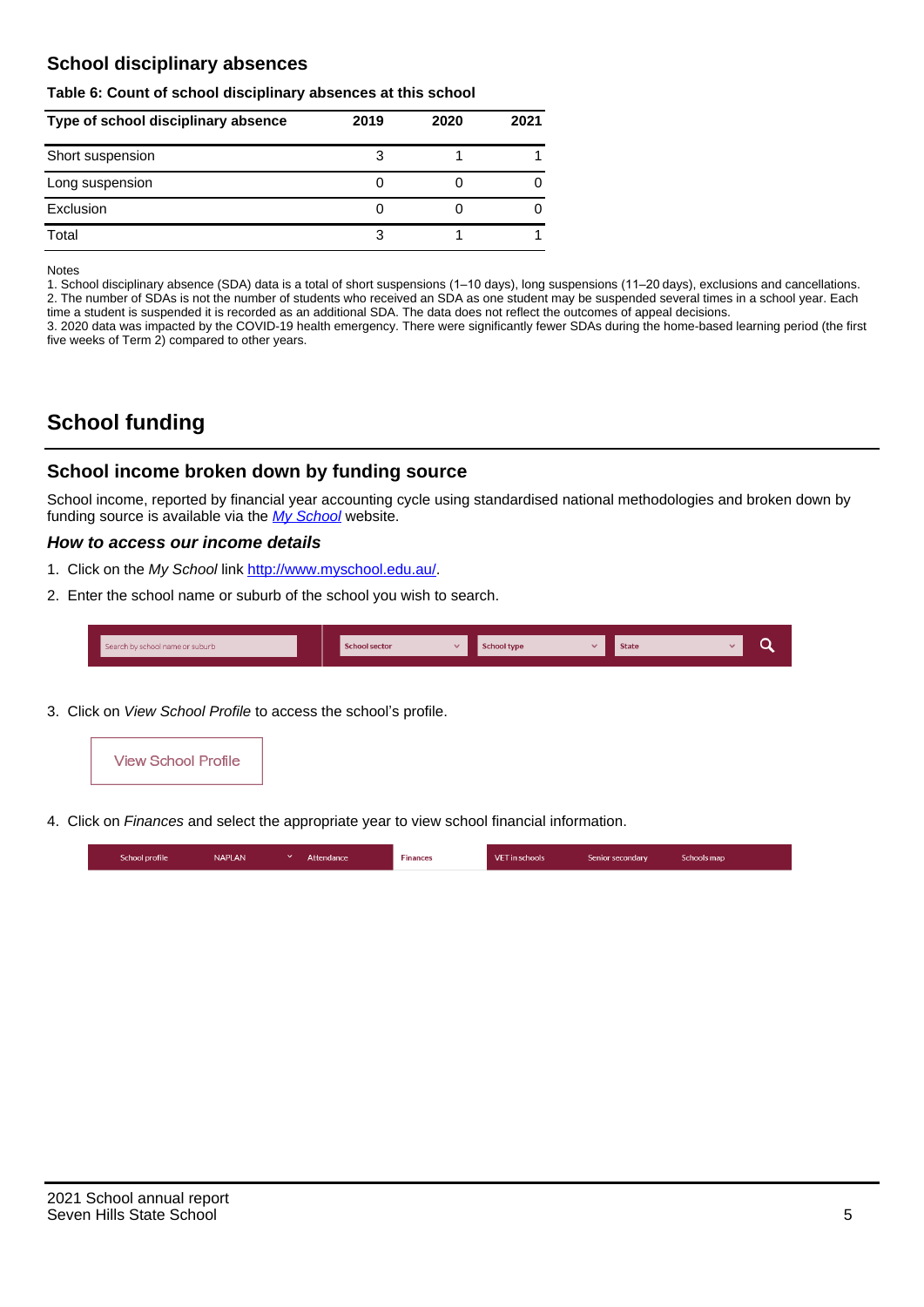## School disciplinary absences

**Table 6: Count of school disciplinary absences at this school**

| Type of school disciplinary absence | 2019 | 2020 | 2021 |
|---|---|---|---|
| Short suspension | 3 | 1 | 1 |
| Long suspension | 0 | 0 | 0 |
| Exclusion | 0 | 0 | 0 |
| Total | 3 | 1 | 1 |

Notes
1. School disciplinary absence (SDA) data is a total of short suspensions (1–10 days), long suspensions (11–20 days), exclusions and cancellations.
2. The number of SDAs is not the number of students who received an SDA as one student may be suspended several times in a school year. Each time a student is suspended it is recorded as an additional SDA. The data does not reflect the outcomes of appeal decisions.
3. 2020 data was impacted by the COVID-19 health emergency. There were significantly fewer SDAs during the home-based learning period (the first five weeks of Term 2) compared to other years.

# School funding

## School income broken down by funding source

School income, reported by financial year accounting cycle using standardised national methodologies and broken down by funding source is available via the *My School* website.

### *How to access our income details*

1. Click on the *My School* link http://www.myschool.edu.au/.
2. Enter the school name or suburb of the school you wish to search.

Search by school name or suburb | School sector | School type | State

3. Click on *View School Profile* to access the school's profile.

View School Profile

4. Click on *Finances* and select the appropriate year to view school financial information.

School profile | NAPLAN | Attendance | Finances | VET in schools | Senior secondary | Schools map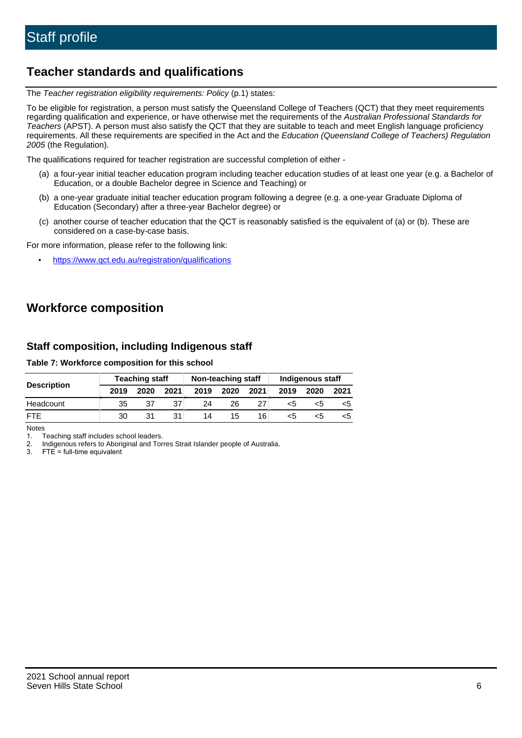# Staff profile

## Teacher standards and qualifications

The *Teacher registration eligibility requirements: Policy* (p.1) states:

To be eligible for registration, a person must satisfy the Queensland College of Teachers (QCT) that they meet requirements regarding qualification and experience, or have otherwise met the requirements of the *Australian Professional Standards for Teachers* (APST). A person must also satisfy the QCT that they are suitable to teach and meet English language proficiency requirements. All these requirements are specified in the Act and the *Education (Queensland College of Teachers) Regulation 2005* (the Regulation).

The qualifications required for teacher registration are successful completion of either -

(a) a four-year initial teacher education program including teacher education studies of at least one year (e.g. a Bachelor of Education, or a double Bachelor degree in Science and Teaching) or

(b) a one-year graduate initial teacher education program following a degree (e.g. a one-year Graduate Diploma of Education (Secondary) after a three-year Bachelor degree) or

(c) another course of teacher education that the QCT is reasonably satisfied is the equivalent of (a) or (b). These are considered on a case-by-case basis.

For more information, please refer to the following link:

- https://www.qct.edu.au/registration/qualifications

## Workforce composition

### Staff composition, including Indigenous staff

**Table 7: Workforce composition for this school**

| Description | Teaching staff | | | Non-teaching staff | | | Indigenous staff | | |
|---|---|---|---|---|---|---|---|---|---|
| | 2019 | 2020 | 2021 | 2019 | 2020 | 2021 | 2019 | 2020 | 2021 |
| Headcount | 35 | 37 | 37 | 24 | 26 | 27 | <5 | <5 | <5 |
| FTE | 30 | 31 | 31 | 14 | 15 | 16 | <5 | <5 | <5 |

Notes

1. Teaching staff includes school leaders.
2. Indigenous refers to Aboriginal and Torres Strait Islander people of Australia.
3. FTE = full-time equivalent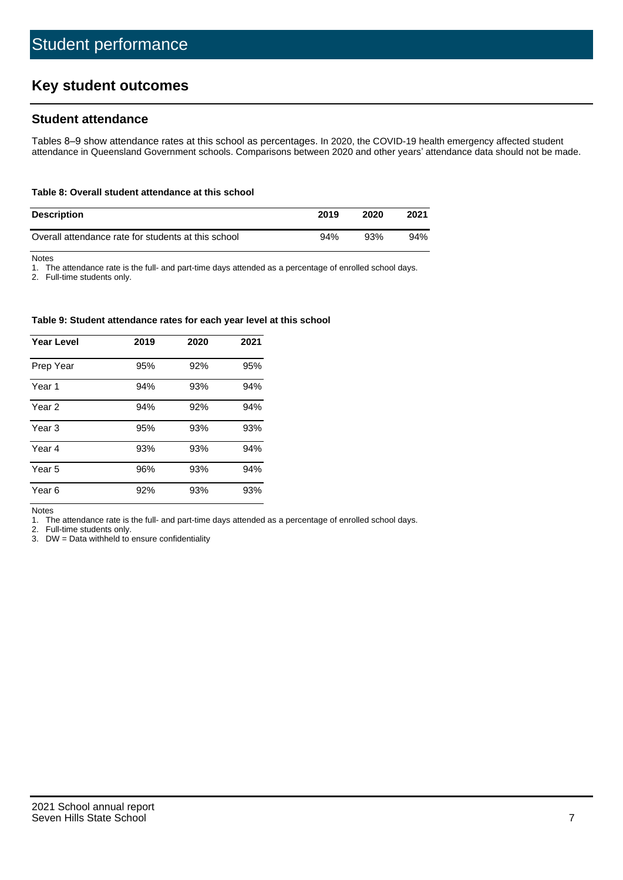# Student performance

## Key student outcomes

### Student attendance

Tables 8–9 show attendance rates at this school as percentages. In 2020, the COVID-19 health emergency affected student attendance in Queensland Government schools. Comparisons between 2020 and other years' attendance data should not be made.

**Table 8: Overall student attendance at this school**

| Description | 2019 | 2020 | 2021 |
|---|---|---|---|
| Overall attendance rate for students at this school | 94% | 93% | 94% |

Notes

1. The attendance rate is the full- and part-time days attended as a percentage of enrolled school days.
2. Full-time students only.

**Table 9: Student attendance rates for each year level at this school**

| Year Level | 2019 | 2020 | 2021 |
|---|---|---|---|
| Prep Year | 95% | 92% | 95% |
| Year 1 | 94% | 93% | 94% |
| Year 2 | 94% | 92% | 94% |
| Year 3 | 95% | 93% | 93% |
| Year 4 | 93% | 93% | 94% |
| Year 5 | 96% | 93% | 94% |
| Year 6 | 92% | 93% | 93% |

Notes

1. The attendance rate is the full- and part-time days attended as a percentage of enrolled school days.
2. Full-time students only.
3. DW = Data withheld to ensure confidentiality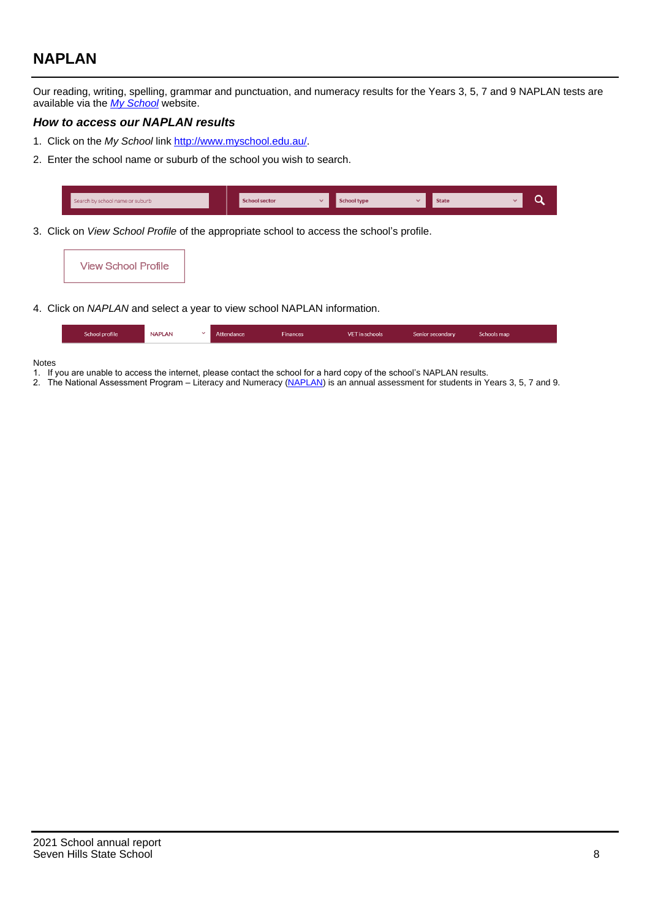## NAPLAN

Our reading, writing, spelling, grammar and punctuation, and numeracy results for the Years 3, 5, 7 and 9 NAPLAN tests are available via the [*My School*](http://www.myschool.edu.au/) website.

### *How to access our NAPLAN results*

1. Click on the *My School* link [http://www.myschool.edu.au/](http://www.myschool.edu.au/).
2. Enter the school name or suburb of the school you wish to search.
3. Click on *View School Profile* of the appropriate school to access the school's profile.
4. Click on *NAPLAN* and select a year to view school NAPLAN information.

Notes

1. If you are unable to access the internet, please contact the school for a hard copy of the school's NAPLAN results.
2. The National Assessment Program – Literacy and Numeracy (NAPLAN) is an annual assessment for students in Years 3, 5, 7 and 9.